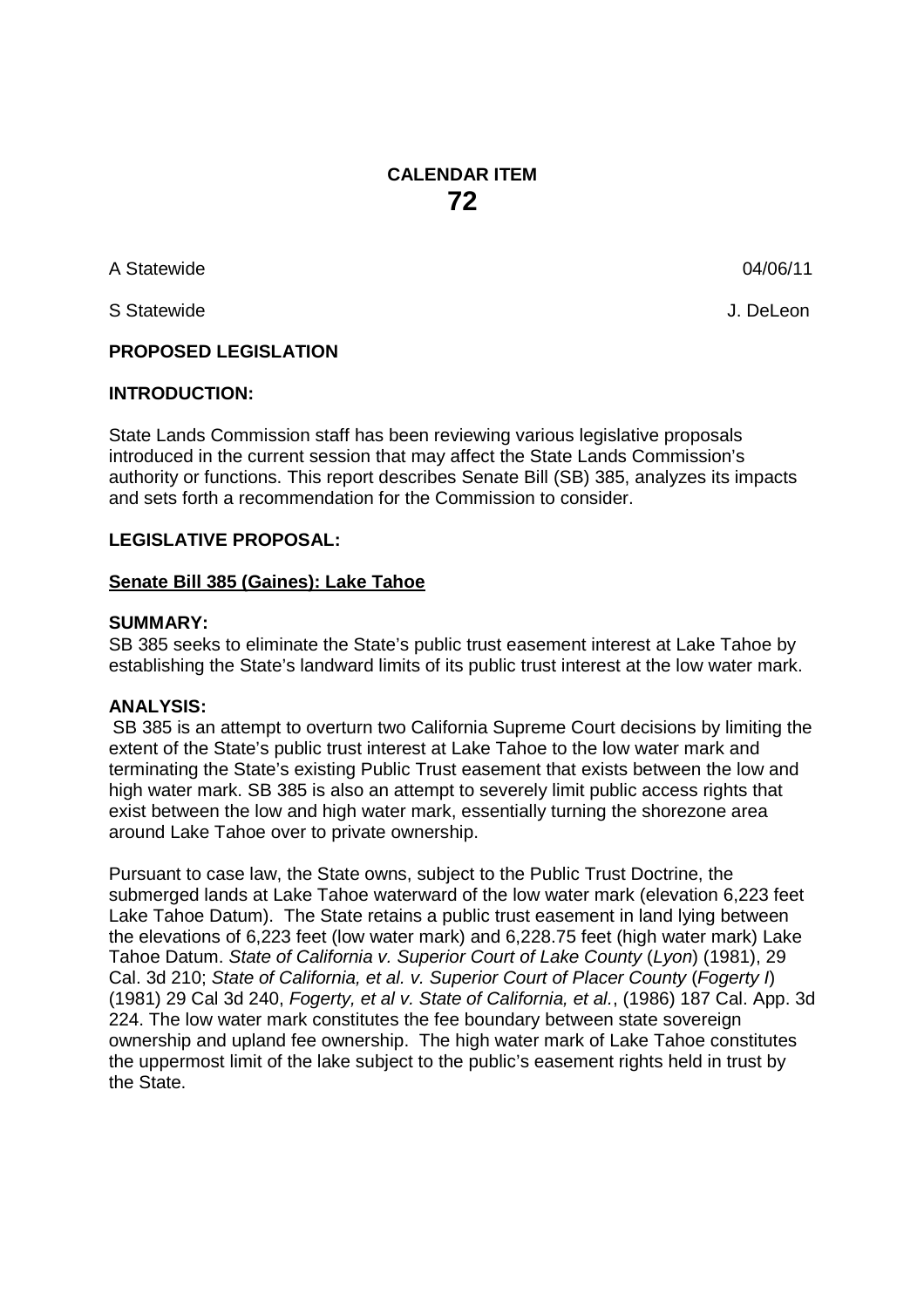# CALENDAR ITEM
# 72

A Statewide 04/06/11

S Statewide J. DeLeon

**PROPOSED LEGISLATION**

**INTRODUCTION:**

State Lands Commission staff has been reviewing various legislative proposals introduced in the current session that may affect the State Lands Commission's authority or functions. This report describes Senate Bill (SB) 385, analyzes its impacts and sets forth a recommendation for the Commission to consider.

**LEGISLATIVE PROPOSAL:**

**Senate Bill 385 (Gaines): Lake Tahoe**

**SUMMARY:**

SB 385 seeks to eliminate the State's public trust easement interest at Lake Tahoe by establishing the State's landward limits of its public trust interest at the low water mark.

**ANALYSIS:**

SB 385 is an attempt to overturn two California Supreme Court decisions by limiting the extent of the State's public trust interest at Lake Tahoe to the low water mark and terminating the State's existing Public Trust easement that exists between the low and high water mark. SB 385 is also an attempt to severely limit public access rights that exist between the low and high water mark, essentially turning the shorezone area around Lake Tahoe over to private ownership.

Pursuant to case law, the State owns, subject to the Public Trust Doctrine, the submerged lands at Lake Tahoe waterward of the low water mark (elevation 6,223 feet Lake Tahoe Datum). The State retains a public trust easement in land lying between the elevations of 6,223 feet (low water mark) and 6,228.75 feet (high water mark) Lake Tahoe Datum. *State of California v. Superior Court of Lake County* (*Lyon*) (1981), 29 Cal. 3d 210; *State of California, et al. v. Superior Court of Placer County* (*Fogerty I*) (1981) 29 Cal 3d 240, *Fogerty, et al v. State of California, et al.*, (1986) 187 Cal. App. 3d 224. The low water mark constitutes the fee boundary between state sovereign ownership and upland fee ownership. The high water mark of Lake Tahoe constitutes the uppermost limit of the lake subject to the public's easement rights held in trust by the State.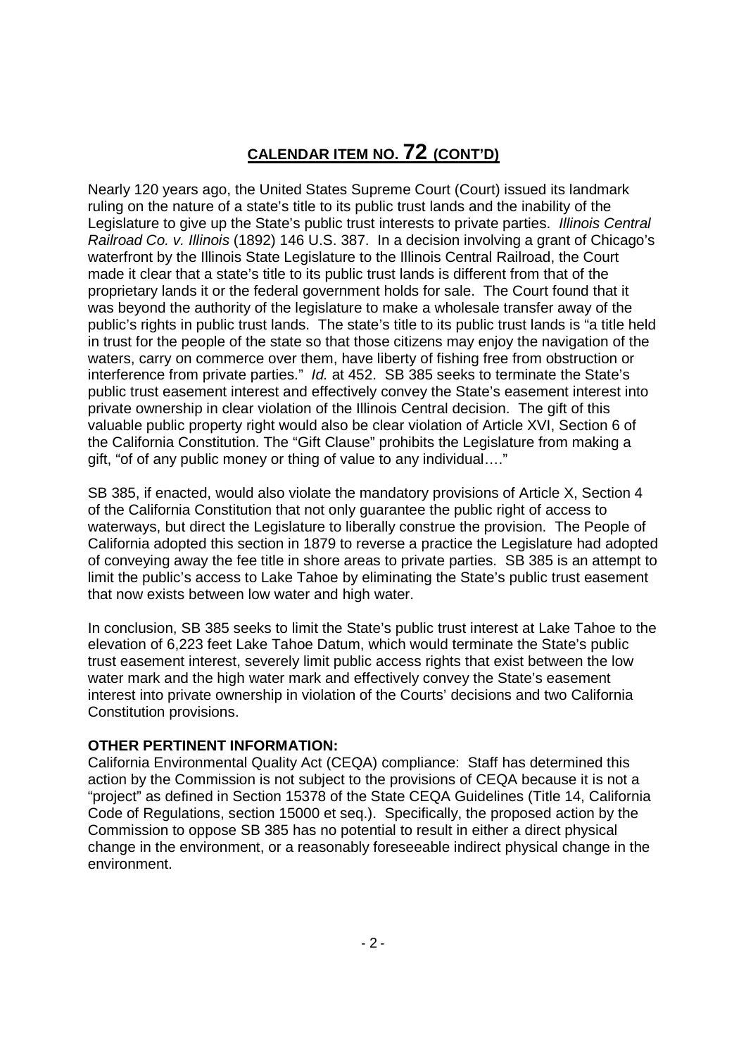## CALENDAR ITEM NO. 72 (CONT'D)

Nearly 120 years ago, the United States Supreme Court (Court) issued its landmark ruling on the nature of a state's title to its public trust lands and the inability of the Legislature to give up the State's public trust interests to private parties. *Illinois Central Railroad Co. v. Illinois* (1892) 146 U.S. 387. In a decision involving a grant of Chicago's waterfront by the Illinois State Legislature to the Illinois Central Railroad, the Court made it clear that a state's title to its public trust lands is different from that of the proprietary lands it or the federal government holds for sale. The Court found that it was beyond the authority of the legislature to make a wholesale transfer away of the public's rights in public trust lands. The state's title to its public trust lands is "a title held in trust for the people of the state so that those citizens may enjoy the navigation of the waters, carry on commerce over them, have liberty of fishing free from obstruction or interference from private parties." *Id.* at 452. SB 385 seeks to terminate the State's public trust easement interest and effectively convey the State's easement interest into private ownership in clear violation of the Illinois Central decision. The gift of this valuable public property right would also be clear violation of Article XVI, Section 6 of the California Constitution. The "Gift Clause" prohibits the Legislature from making a gift, "of of any public money or thing of value to any individual…."

SB 385, if enacted, would also violate the mandatory provisions of Article X, Section 4 of the California Constitution that not only guarantee the public right of access to waterways, but direct the Legislature to liberally construe the provision. The People of California adopted this section in 1879 to reverse a practice the Legislature had adopted of conveying away the fee title in shore areas to private parties. SB 385 is an attempt to limit the public's access to Lake Tahoe by eliminating the State's public trust easement that now exists between low water and high water.

In conclusion, SB 385 seeks to limit the State's public trust interest at Lake Tahoe to the elevation of 6,223 feet Lake Tahoe Datum, which would terminate the State's public trust easement interest, severely limit public access rights that exist between the low water mark and the high water mark and effectively convey the State's easement interest into private ownership in violation of the Courts' decisions and two California Constitution provisions.

**OTHER PERTINENT INFORMATION:**

California Environmental Quality Act (CEQA) compliance: Staff has determined this action by the Commission is not subject to the provisions of CEQA because it is not a "project" as defined in Section 15378 of the State CEQA Guidelines (Title 14, California Code of Regulations, section 15000 et seq.). Specifically, the proposed action by the Commission to oppose SB 385 has no potential to result in either a direct physical change in the environment, or a reasonably foreseeable indirect physical change in the environment.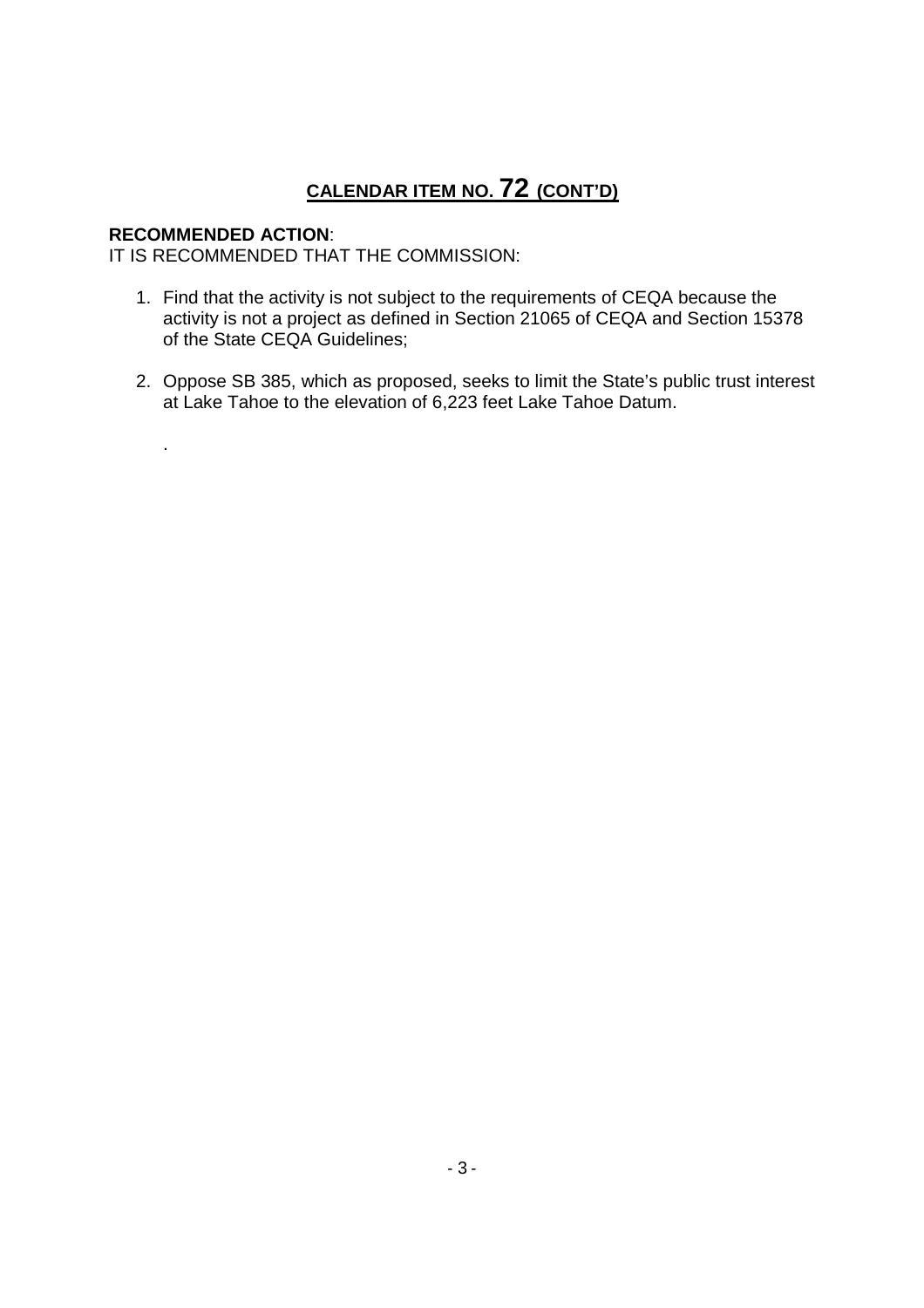# CALENDAR ITEM NO. 72 (CONT'D)

**RECOMMENDED ACTION**:
IT IS RECOMMENDED THAT THE COMMISSION:

1. Find that the activity is not subject to the requirements of CEQA because the activity is not a project as defined in Section 21065 of CEQA and Section 15378 of the State CEQA Guidelines;

2. Oppose SB 385, which as proposed, seeks to limit the State's public trust interest at Lake Tahoe to the elevation of 6,223 feet Lake Tahoe Datum.

.